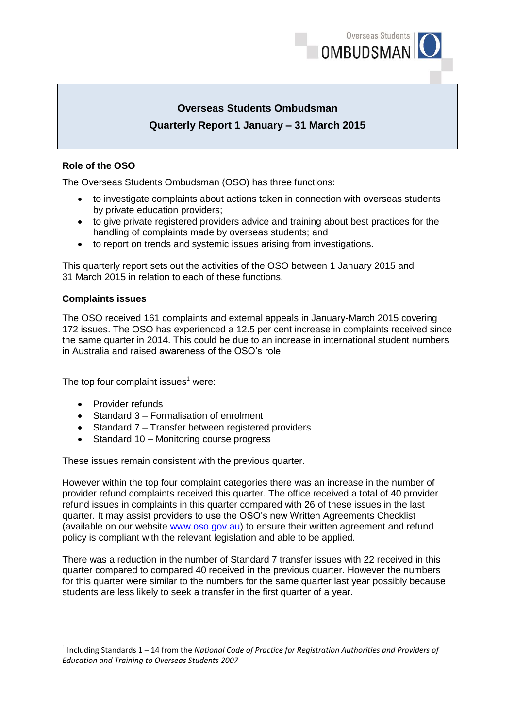# Overseas Students Ombudsman

## Quarterly Report 1 January – 31 March 2015

### Role of the OSO

The Overseas Students Ombudsman (OSO) has three functions:

- to investigate complaints about actions taken in connection with overseas students by private education providers;
- to give private registered providers advice and training about best practices for the handling of complaints made by overseas students; and
- to report on trends and systemic issues arising from investigations.

This quarterly report sets out the activities of the OSO between 1 January 2015 and 31 March 2015 in relation to each of these functions.

### Complaints issues

The OSO received 161 complaints and external appeals in January-March 2015 covering 172 issues. The OSO has experienced a 12.5 per cent increase in complaints received since the same quarter in 2014. This could be due to an increase in international student numbers in Australia and raised awareness of the OSO's role.

The top four complaint issues[1] were:

- Provider refunds
- Standard 3 – Formalisation of enrolment
- Standard 7 – Transfer between registered providers
- Standard 10 – Monitoring course progress

These issues remain consistent with the previous quarter.

However within the top four complaint categories there was an increase in the number of provider refund complaints received this quarter. The office received a total of 40 provider refund issues in complaints in this quarter compared with 26 of these issues in the last quarter. It may assist providers to use the OSO's new Written Agreements Checklist (available on our website www.oso.gov.au) to ensure their written agreement and refund policy is compliant with the relevant legislation and able to be applied.

There was a reduction in the number of Standard 7 transfer issues with 22 received in this quarter compared to compared 40 received in the previous quarter. However the numbers for this quarter were similar to the numbers for the same quarter last year possibly because students are less likely to seek a transfer in the first quarter of a year.

[1] Including Standards 1 – 14 from the *National Code of Practice for Registration Authorities and Providers of Education and Training to Overseas Students 2007*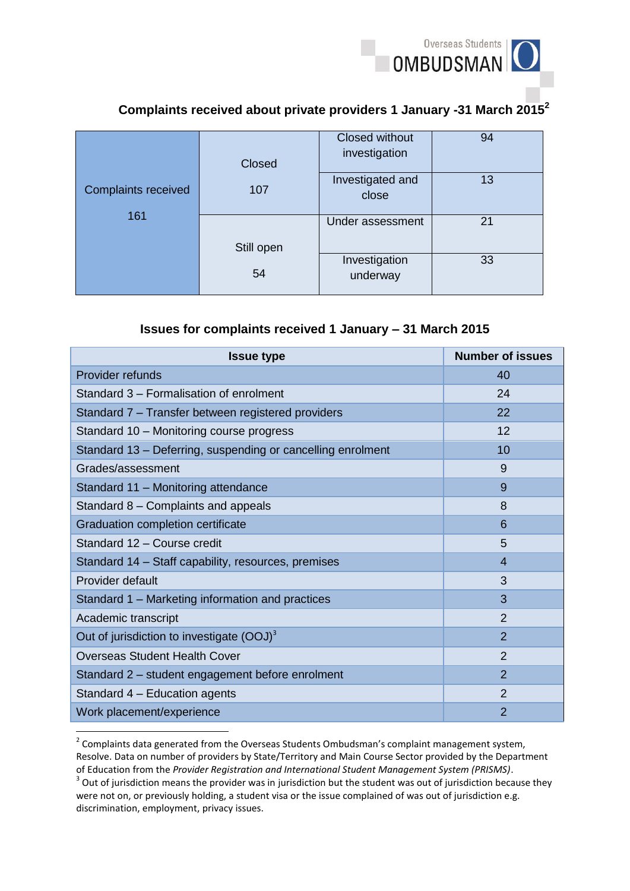## Complaints received about private providers 1 January -31 March 2015[2]

| Complaints received | Status | Outcome | Number |
|---|---|---|---|
| Complaints received 161 | Closed 107 | Closed without investigation | 94 |
| | | Investigated and close | 13 |
| | Still open 54 | Under assessment | 21 |
| | | Investigation underway | 33 |

## Issues for complaints received 1 January – 31 March 2015

| Issue type | Number of issues |
|---|---|
| Provider refunds | 40 |
| Standard 3 – Formalisation of enrolment | 24 |
| Standard 7 – Transfer between registered providers | 22 |
| Standard 10 – Monitoring course progress | 12 |
| Standard 13 – Deferring, suspending or cancelling enrolment | 10 |
| Grades/assessment | 9 |
| Standard 11 – Monitoring attendance | 9 |
| Standard 8 – Complaints and appeals | 8 |
| Graduation completion certificate | 6 |
| Standard 12 – Course credit | 5 |
| Standard 14 – Staff capability, resources, premises | 4 |
| Provider default | 3 |
| Standard 1 – Marketing information and practices | 3 |
| Academic transcript | 2 |
| Out of jurisdiction to investigate (OOJ)[3] | 2 |
| Overseas Student Health Cover | 2 |
| Standard 2 – student engagement before enrolment | 2 |
| Standard 4 – Education agents | 2 |
| Work placement/experience | 2 |

[2] Complaints data generated from the Overseas Students Ombudsman's complaint management system, Resolve. Data on number of providers by State/Territory and Main Course Sector provided by the Department of Education from the *Provider Registration and International Student Management System (PRISMS)*.

[3] Out of jurisdiction means the provider was in jurisdiction but the student was out of jurisdiction because they were not on, or previously holding, a student visa or the issue complained of was out of jurisdiction e.g. discrimination, employment, privacy issues.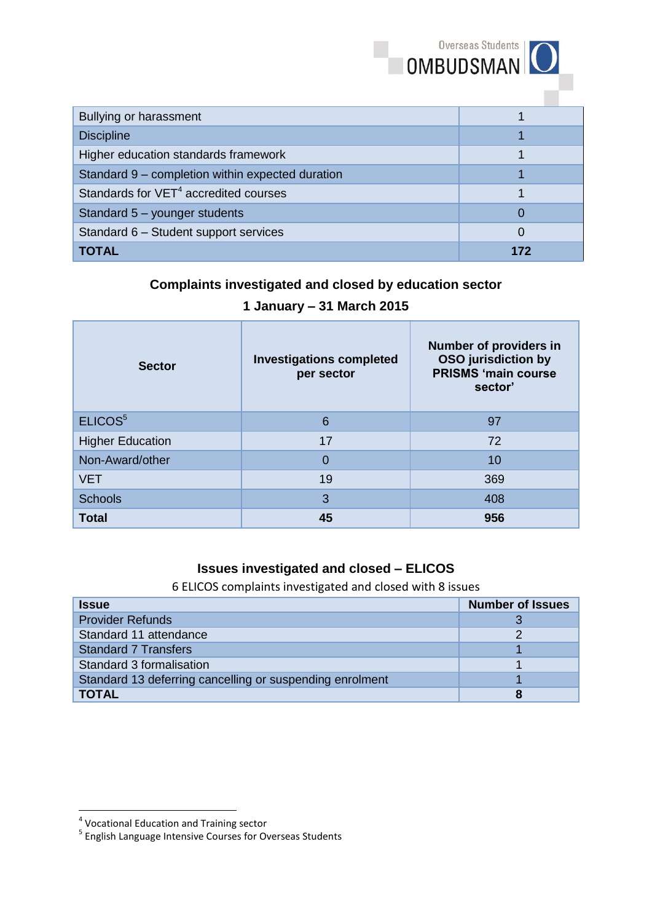| | |
|---|---|
| Bullying or harassment | 1 |
| Discipline | 1 |
| Higher education standards framework | 1 |
| Standard 9 – completion within expected duration | 1 |
| Standards for VET[4] accredited courses | 1 |
| Standard 5 – younger students | 0 |
| Standard 6 – Student support services | 0 |
| **TOTAL** | **172** |

### Complaints investigated and closed by education sector

### 1 January – 31 March 2015

| Sector | Investigations completed per sector | Number of providers in OSO jurisdiction by PRISMS 'main course sector' |
|---|---|---|
| ELICOS[5] | 6 | 97 |
| Higher Education | 17 | 72 |
| Non-Award/other | 0 | 10 |
| VET | 19 | 369 |
| Schools | 3 | 408 |
| **Total** | **45** | **956** |

### Issues investigated and closed – ELICOS

6 ELICOS complaints investigated and closed with 8 issues

| Issue | Number of Issues |
|---|---|
| Provider Refunds | 3 |
| Standard 11 attendance | 2 |
| Standard 7 Transfers | 1 |
| Standard 3 formalisation | 1 |
| Standard 13 deferring cancelling or suspending enrolment | 1 |
| **TOTAL** | **8** |

[4] Vocational Education and Training sector
[5] English Language Intensive Courses for Overseas Students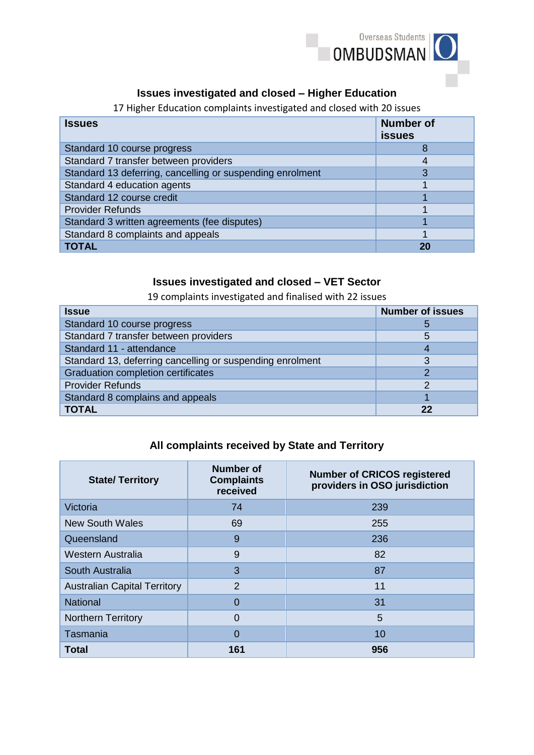## Issues investigated and closed – Higher Education

17 Higher Education complaints investigated and closed with 20 issues

| Issues | Number of issues |
|---|---|
| Standard 10 course progress | 8 |
| Standard 7 transfer between providers | 4 |
| Standard 13 deferring, cancelling or suspending enrolment | 3 |
| Standard 4 education agents | 1 |
| Standard 12 course credit | 1 |
| Provider Refunds | 1 |
| Standard 3 written agreements (fee disputes) | 1 |
| Standard 8 complaints and appeals | 1 |
| **TOTAL** | **20** |

## Issues investigated and closed – VET Sector

19 complaints investigated and finalised with 22 issues

| Issue | Number of issues |
|---|---|
| Standard 10 course progress | 5 |
| Standard 7 transfer between providers | 5 |
| Standard 11 - attendance | 4 |
| Standard 13, deferring cancelling or suspending enrolment | 3 |
| Graduation completion certificates | 2 |
| Provider Refunds | 2 |
| Standard 8 complains and appeals | 1 |
| **TOTAL** | **22** |

## All complaints received by State and Territory

| State/ Territory | Number of Complaints received | Number of CRICOS registered providers in OSO jurisdiction |
|---|---|---|
| Victoria | 74 | 239 |
| New South Wales | 69 | 255 |
| Queensland | 9 | 236 |
| Western Australia | 9 | 82 |
| South Australia | 3 | 87 |
| Australian Capital Territory | 2 | 11 |
| National | 0 | 31 |
| Northern Territory | 0 | 5 |
| Tasmania | 0 | 10 |
| **Total** | **161** | **956** |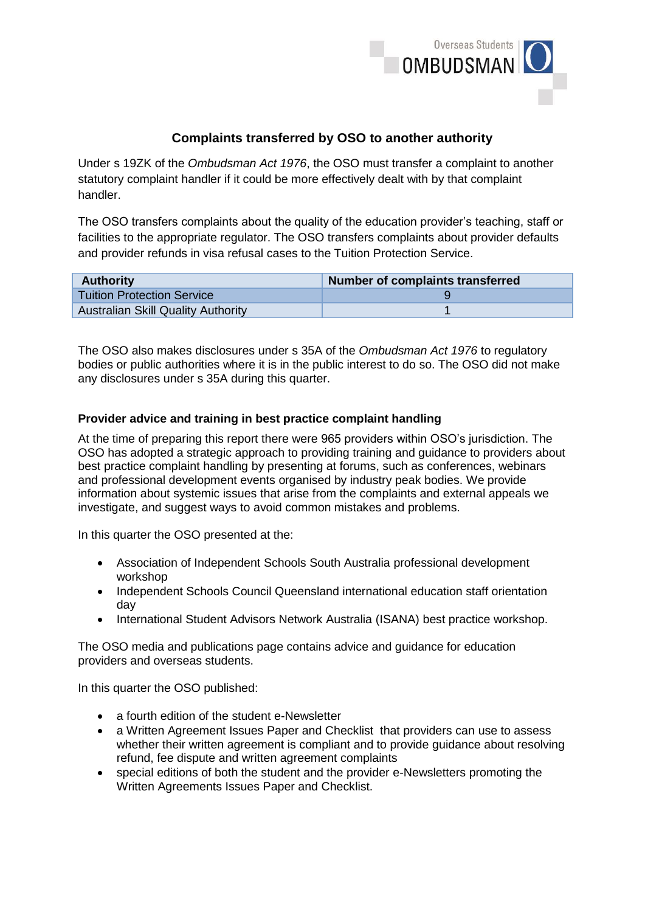## Complaints transferred by OSO to another authority

Under s 19ZK of the *Ombudsman Act 1976*, the OSO must transfer a complaint to another statutory complaint handler if it could be more effectively dealt with by that complaint handler.

The OSO transfers complaints about the quality of the education provider's teaching, staff or facilities to the appropriate regulator. The OSO transfers complaints about provider defaults and provider refunds in visa refusal cases to the Tuition Protection Service.

| Authority | Number of complaints transferred |
|---|---|
| Tuition Protection Service | 9 |
| Australian Skill Quality Authority | 1 |

The OSO also makes disclosures under s 35A of the *Ombudsman Act 1976* to regulatory bodies or public authorities where it is in the public interest to do so. The OSO did not make any disclosures under s 35A during this quarter.

### Provider advice and training in best practice complaint handling

At the time of preparing this report there were 965 providers within OSO's jurisdiction. The OSO has adopted a strategic approach to providing training and guidance to providers about best practice complaint handling by presenting at forums, such as conferences, webinars and professional development events organised by industry peak bodies. We provide information about systemic issues that arise from the complaints and external appeals we investigate, and suggest ways to avoid common mistakes and problems.

In this quarter the OSO presented at the:

- Association of Independent Schools South Australia professional development workshop
- Independent Schools Council Queensland international education staff orientation day
- International Student Advisors Network Australia (ISANA) best practice workshop.

The OSO media and publications page contains advice and guidance for education providers and overseas students.

In this quarter the OSO published:

- a fourth edition of the student e-Newsletter
- a Written Agreement Issues Paper and Checklist that providers can use to assess whether their written agreement is compliant and to provide guidance about resolving refund, fee dispute and written agreement complaints
- special editions of both the student and the provider e-Newsletters promoting the Written Agreements Issues Paper and Checklist.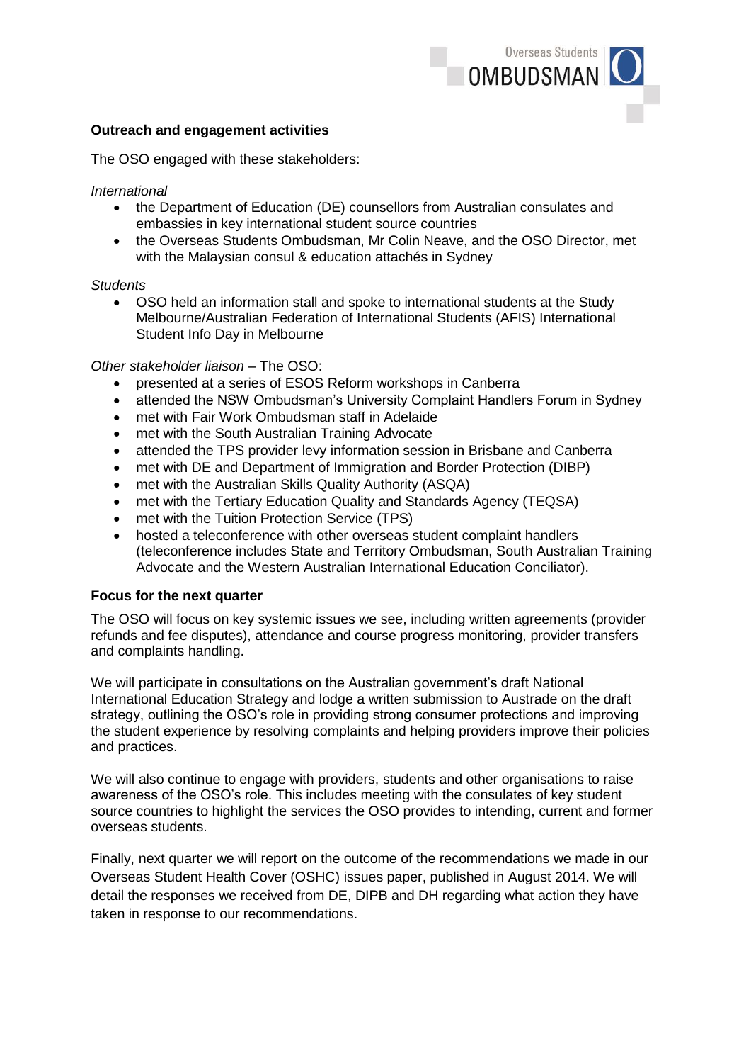### Outreach and engagement activities

The OSO engaged with these stakeholders:

*International*

- the Department of Education (DE) counsellors from Australian consulates and embassies in key international student source countries
- the Overseas Students Ombudsman, Mr Colin Neave, and the OSO Director, met with the Malaysian consul & education attachés in Sydney

*Students*

- OSO held an information stall and spoke to international students at the Study Melbourne/Australian Federation of International Students (AFIS) International Student Info Day in Melbourne

*Other stakeholder liaison* – The OSO:

- presented at a series of ESOS Reform workshops in Canberra
- attended the NSW Ombudsman's University Complaint Handlers Forum in Sydney
- met with Fair Work Ombudsman staff in Adelaide
- met with the South Australian Training Advocate
- attended the TPS provider levy information session in Brisbane and Canberra
- met with DE and Department of Immigration and Border Protection (DIBP)
- met with the Australian Skills Quality Authority (ASQA)
- met with the Tertiary Education Quality and Standards Agency (TEQSA)
- met with the Tuition Protection Service (TPS)
- hosted a teleconference with other overseas student complaint handlers (teleconference includes State and Territory Ombudsman, South Australian Training Advocate and the Western Australian International Education Conciliator).

### Focus for the next quarter

The OSO will focus on key systemic issues we see, including written agreements (provider refunds and fee disputes), attendance and course progress monitoring, provider transfers and complaints handling.

We will participate in consultations on the Australian government's draft National International Education Strategy and lodge a written submission to Austrade on the draft strategy, outlining the OSO's role in providing strong consumer protections and improving the student experience by resolving complaints and helping providers improve their policies and practices.

We will also continue to engage with providers, students and other organisations to raise awareness of the OSO's role. This includes meeting with the consulates of key student source countries to highlight the services the OSO provides to intending, current and former overseas students.

Finally, next quarter we will report on the outcome of the recommendations we made in our Overseas Student Health Cover (OSHC) issues paper, published in August 2014. We will detail the responses we received from DE, DIPB and DH regarding what action they have taken in response to our recommendations.